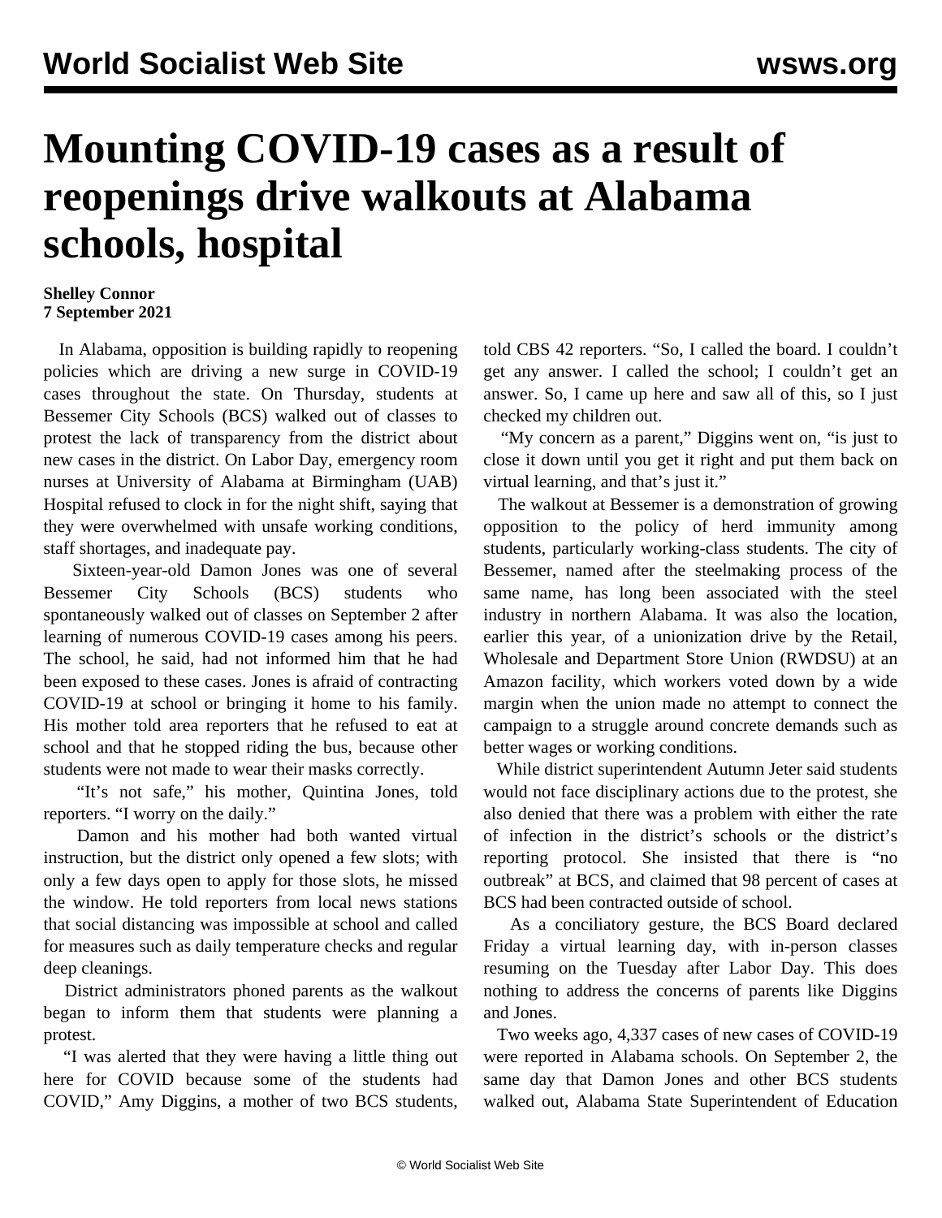# Mounting COVID-19 cases as a result of reopenings drive walkouts at Alabama schools, hospital

**Shelley Connor**
**7 September 2021**

In Alabama, opposition is building rapidly to reopening policies which are driving a new surge in COVID-19 cases throughout the state. On Thursday, students at Bessemer City Schools (BCS) walked out of classes to protest the lack of transparency from the district about new cases in the district. On Labor Day, emergency room nurses at University of Alabama at Birmingham (UAB) Hospital refused to clock in for the night shift, saying that they were overwhelmed with unsafe working conditions, staff shortages, and inadequate pay.

Sixteen-year-old Damon Jones was one of several Bessemer City Schools (BCS) students who spontaneously walked out of classes on September 2 after learning of numerous COVID-19 cases among his peers. The school, he said, had not informed him that he had been exposed to these cases. Jones is afraid of contracting COVID-19 at school or bringing it home to his family. His mother told area reporters that he refused to eat at school and that he stopped riding the bus, because other students were not made to wear their masks correctly.

"It's not safe," his mother, Quintina Jones, told reporters. "I worry on the daily."

Damon and his mother had both wanted virtual instruction, but the district only opened a few slots; with only a few days open to apply for those slots, he missed the window. He told reporters from local news stations that social distancing was impossible at school and called for measures such as daily temperature checks and regular deep cleanings.

District administrators phoned parents as the walkout began to inform them that students were planning a protest.

"I was alerted that they were having a little thing out here for COVID because some of the students had COVID," Amy Diggins, a mother of two BCS students, told CBS 42 reporters. "So, I called the board. I couldn't get any answer. I called the school; I couldn't get an answer. So, I came up here and saw all of this, so I just checked my children out.

"My concern as a parent," Diggins went on, "is just to close it down until you get it right and put them back on virtual learning, and that's just it."

The walkout at Bessemer is a demonstration of growing opposition to the policy of herd immunity among students, particularly working-class students. The city of Bessemer, named after the steelmaking process of the same name, has long been associated with the steel industry in northern Alabama. It was also the location, earlier this year, of a unionization drive by the Retail, Wholesale and Department Store Union (RWDSU) at an Amazon facility, which workers voted down by a wide margin when the union made no attempt to connect the campaign to a struggle around concrete demands such as better wages or working conditions.

While district superintendent Autumn Jeter said students would not face disciplinary actions due to the protest, she also denied that there was a problem with either the rate of infection in the district's schools or the district's reporting protocol. She insisted that there is "no outbreak" at BCS, and claimed that 98 percent of cases at BCS had been contracted outside of school.

As a conciliatory gesture, the BCS Board declared Friday a virtual learning day, with in-person classes resuming on the Tuesday after Labor Day. This does nothing to address the concerns of parents like Diggins and Jones.

Two weeks ago, 4,337 cases of new cases of COVID-19 were reported in Alabama schools. On September 2, the same day that Damon Jones and other BCS students walked out, Alabama State Superintendent of Education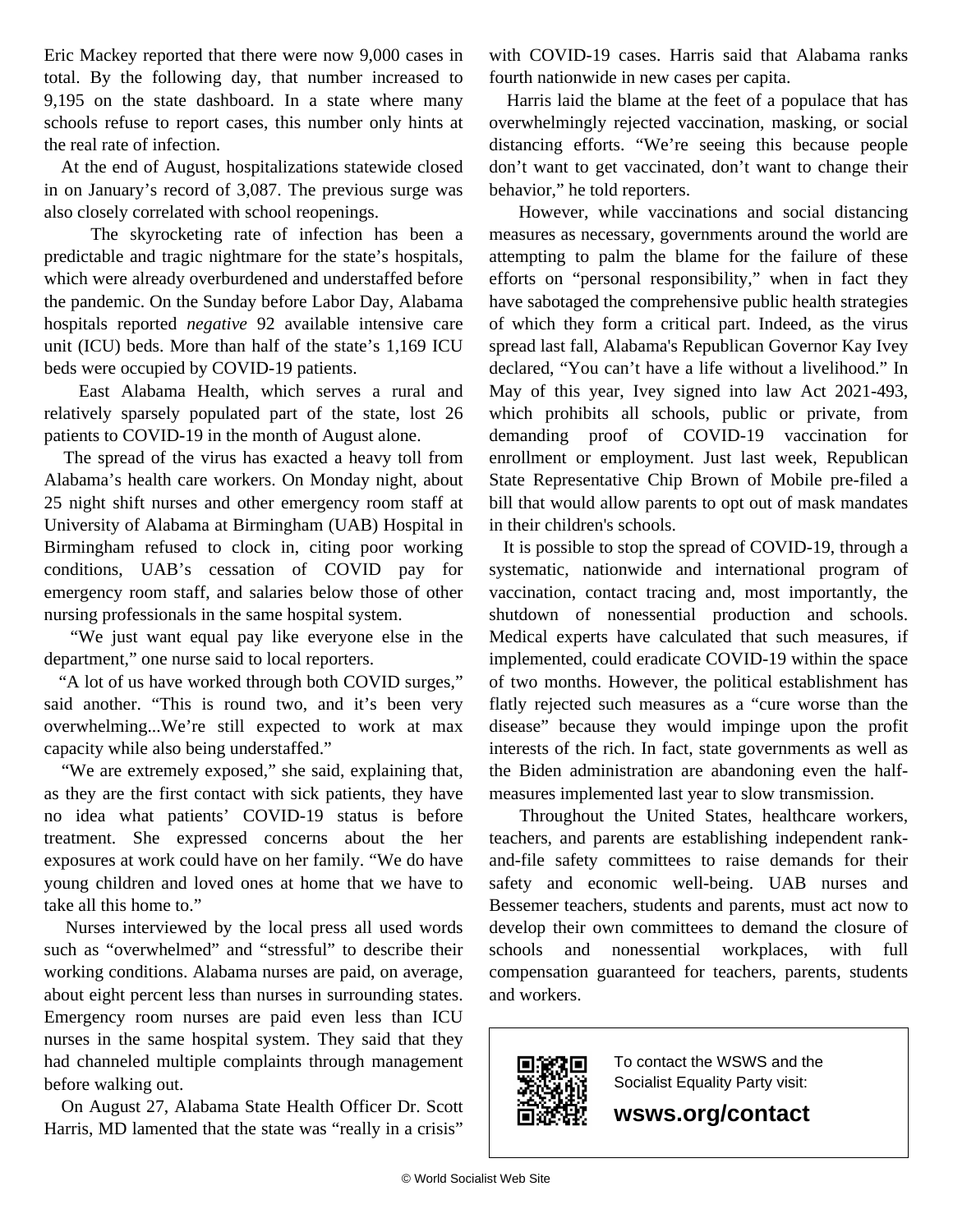Eric Mackey reported that there were now 9,000 cases in total. By the following day, that number increased to 9,195 on the state dashboard. In a state where many schools refuse to report cases, this number only hints at the real rate of infection.

At the end of August, hospitalizations statewide closed in on January's record of 3,087. The previous surge was also closely correlated with school reopenings.

The skyrocketing rate of infection has been a predictable and tragic nightmare for the state's hospitals, which were already overburdened and understaffed before the pandemic. On the Sunday before Labor Day, Alabama hospitals reported *negative* 92 available intensive care unit (ICU) beds. More than half of the state's 1,169 ICU beds were occupied by COVID-19 patients.

East Alabama Health, which serves a rural and relatively sparsely populated part of the state, lost 26 patients to COVID-19 in the month of August alone.

The spread of the virus has exacted a heavy toll from Alabama's health care workers. On Monday night, about 25 night shift nurses and other emergency room staff at University of Alabama at Birmingham (UAB) Hospital in Birmingham refused to clock in, citing poor working conditions, UAB's cessation of COVID pay for emergency room staff, and salaries below those of other nursing professionals in the same hospital system.

"We just want equal pay like everyone else in the department," one nurse said to local reporters.

"A lot of us have worked through both COVID surges," said another. "This is round two, and it's been very overwhelming...We're still expected to work at max capacity while also being understaffed."

"We are extremely exposed," she said, explaining that, as they are the first contact with sick patients, they have no idea what patients' COVID-19 status is before treatment. She expressed concerns about the her exposures at work could have on her family. "We do have young children and loved ones at home that we have to take all this home to."

Nurses interviewed by the local press all used words such as "overwhelmed" and "stressful" to describe their working conditions. Alabama nurses are paid, on average, about eight percent less than nurses in surrounding states. Emergency room nurses are paid even less than ICU nurses in the same hospital system. They said that they had channeled multiple complaints through management before walking out.

On August 27, Alabama State Health Officer Dr. Scott Harris, MD lamented that the state was "really in a crisis" with COVID-19 cases. Harris said that Alabama ranks fourth nationwide in new cases per capita.

Harris laid the blame at the feet of a populace that has overwhelmingly rejected vaccination, masking, or social distancing efforts. "We're seeing this because people don't want to get vaccinated, don't want to change their behavior," he told reporters.

However, while vaccinations and social distancing measures as necessary, governments around the world are attempting to palm the blame for the failure of these efforts on "personal responsibility," when in fact they have sabotaged the comprehensive public health strategies of which they form a critical part. Indeed, as the virus spread last fall, Alabama's Republican Governor Kay Ivey declared, "You can't have a life without a livelihood." In May of this year, Ivey signed into law Act 2021-493, which prohibits all schools, public or private, from demanding proof of COVID-19 vaccination for enrollment or employment. Just last week, Republican State Representative Chip Brown of Mobile pre-filed a bill that would allow parents to opt out of mask mandates in their children's schools.

It is possible to stop the spread of COVID-19, through a systematic, nationwide and international program of vaccination, contact tracing and, most importantly, the shutdown of nonessential production and schools. Medical experts have calculated that such measures, if implemented, could eradicate COVID-19 within the space of two months. However, the political establishment has flatly rejected such measures as a "cure worse than the disease" because they would impinge upon the profit interests of the rich. In fact, state governments as well as the Biden administration are abandoning even the half-measures implemented last year to slow transmission.

Throughout the United States, healthcare workers, teachers, and parents are establishing independent rank-and-file safety committees to raise demands for their safety and economic well-being. UAB nurses and Bessemer teachers, students and parents, must act now to develop their own committees to demand the closure of schools and nonessential workplaces, with full compensation guaranteed for teachers, parents, students and workers.

To contact the WSWS and the Socialist Equality Party visit:

**wsws.org/contact**